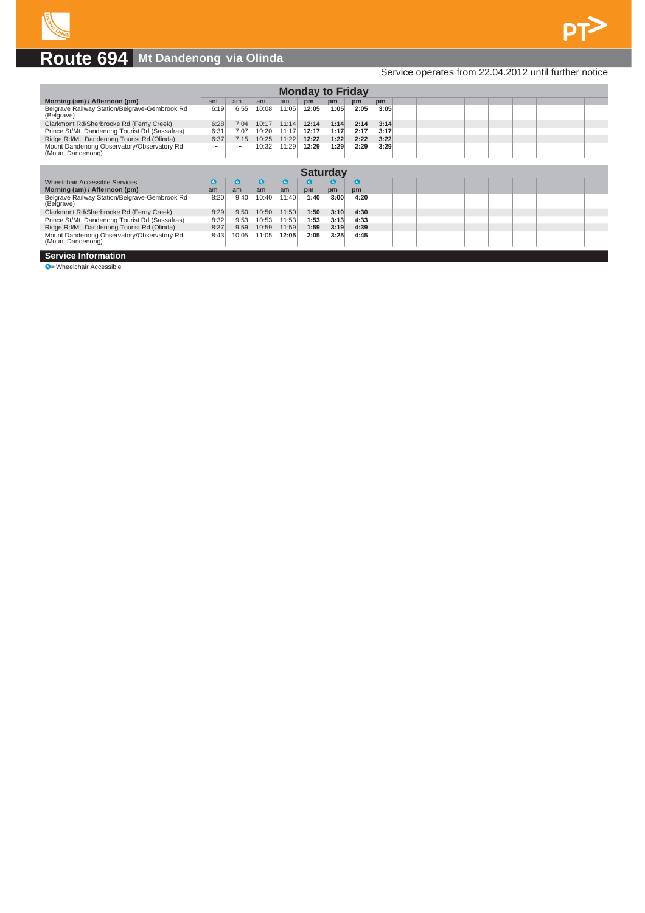# Route 694 Mt Dandenong via Olinda

Service operates from 22.04.2012 until further notice

| Monday to Friday | | | | | | | | |
|---|---|---|---|---|---|---|---|---|
| **Morning (am) / Afternoon (pm)** | am | am | am | am | pm | pm | pm | pm |
| Belgrave Railway Station/Belgrave-Gembrook Rd (Belgrave) | 6:19 | 6:55 | 10:08 | 11:05 | **12:05** | **1:05** | **2:05** | **3:05** |
| Clarkmont Rd/Sherbrooke Rd (Ferny Creek) | 6:28 | 7:04 | 10:17 | 11:14 | **12:14** | **1:14** | **2:14** | **3:14** |
| Prince St/Mt. Dandenong Tourist Rd (Sassafras) | 6:31 | 7:07 | 10:20 | 11:17 | **12:17** | **1:17** | **2:17** | **3:17** |
| Ridge Rd/Mt. Dandenong Tourist Rd (Olinda) | 6:37 | 7:15 | 10:25 | 11:22 | **12:22** | **1:22** | **2:22** | **3:22** |
| Mount Dandenong Observatory/Observatory Rd (Mount Dandenong) | – | – | 10:32 | 11:29 | **12:29** | **1:29** | **2:29** | **3:29** |

| Saturday | | | | | | | |
|---|---|---|---|---|---|---|---|
| Wheelchair Accessible Services | ♿ | ♿ | ♿ | ♿ | ♿ | ♿ | ♿ |
| **Morning (am) / Afternoon (pm)** | am | am | am | am | pm | pm | pm |
| Belgrave Railway Station/Belgrave-Gembrook Rd (Belgrave) | 8:20 | 9:40 | 10:40 | 11:40 | **1:40** | **3:00** | **4:20** |
| Clarkmont Rd/Sherbrooke Rd (Ferny Creek) | 8:29 | 9:50 | 10:50 | 11:50 | **1:50** | **3:10** | **4:30** |
| Prince St/Mt. Dandenong Tourist Rd (Sassafras) | 8:32 | 9:53 | 10:53 | 11:53 | **1:53** | **3:13** | **4:33** |
| Ridge Rd/Mt. Dandenong Tourist Rd (Olinda) | 8:37 | 9:59 | 10:59 | 11:59 | **1:59** | **3:19** | **4:39** |
| Mount Dandenong Observatory/Observatory Rd (Mount Dandenong) | 8:43 | 10:05 | 11:05 | **12:05** | **2:05** | **3:25** | **4:45** |

## Service Information

♿ = Wheelchair Accessible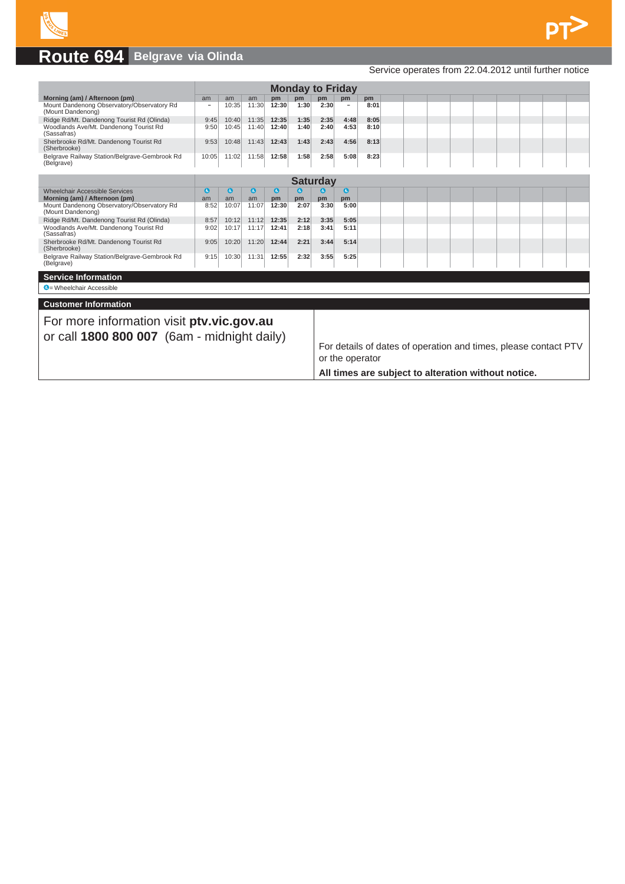# Route 694 Belgrave via Olinda

Service operates from 22.04.2012 until further notice

| Monday to Friday | | | | | | | | |
|---|---|---|---|---|---|---|---|---|
| Morning (am) / Afternoon (pm) | am | am | am | pm | pm | pm | pm | pm |
| Mount Dandenong Observatory/Observatory Rd (Mount Dandenong) | - | 10:35 | 11:30 | 12:30 | 1:30 | 2:30 | - | 8:01 |
| Ridge Rd/Mt. Dandenong Tourist Rd (Olinda) | 9:45 | 10:40 | 11:35 | 12:35 | 1:35 | 2:35 | 4:48 | 8:05 |
| Woodlands Ave/Mt. Dandenong Tourist Rd (Sassafras) | 9:50 | 10:45 | 11:40 | 12:40 | 1:40 | 2:40 | 4:53 | 8:10 |
| Sherbrooke Rd/Mt. Dandenong Tourist Rd (Sherbrooke) | 9:53 | 10:48 | 11:43 | 12:43 | 1:43 | 2:43 | 4:56 | 8:13 |
| Belgrave Railway Station/Belgrave-Gembrook Rd (Belgrave) | 10:05 | 11:02 | 11:58 | 12:58 | 1:58 | 2:58 | 5:08 | 8:23 |

| Saturday | | | | | | | |
|---|---|---|---|---|---|---|---|
| Wheelchair Accessible Services | ♿ | ♿ | ♿ | ♿ | ♿ | ♿ | ♿ |
| Morning (am) / Afternoon (pm) | am | am | am | pm | pm | pm | pm |
| Mount Dandenong Observatory/Observatory Rd (Mount Dandenong) | 8:52 | 10:07 | 11:07 | 12:30 | 2:07 | 3:30 | 5:00 |
| Ridge Rd/Mt. Dandenong Tourist Rd (Olinda) | 8:57 | 10:12 | 11:12 | 12:35 | 2:12 | 3:35 | 5:05 |
| Woodlands Ave/Mt. Dandenong Tourist Rd (Sassafras) | 9:02 | 10:17 | 11:17 | 12:41 | 2:18 | 3:41 | 5:11 |
| Sherbrooke Rd/Mt. Dandenong Tourist Rd (Sherbrooke) | 9:05 | 10:20 | 11:20 | 12:44 | 2:21 | 3:44 | 5:14 |
| Belgrave Railway Station/Belgrave-Gembrook Rd (Belgrave) | 9:15 | 10:30 | 11:31 | 12:55 | 2:32 | 3:55 | 5:25 |

## Service Information

♿ = Wheelchair Accessible

## Customer Information

For more information visit **ptv.vic.gov.au**
or call **1800 800 007** (6am - midnight daily)

For details of dates of operation and times, please contact PTV or the operator

**All times are subject to alteration without notice.**